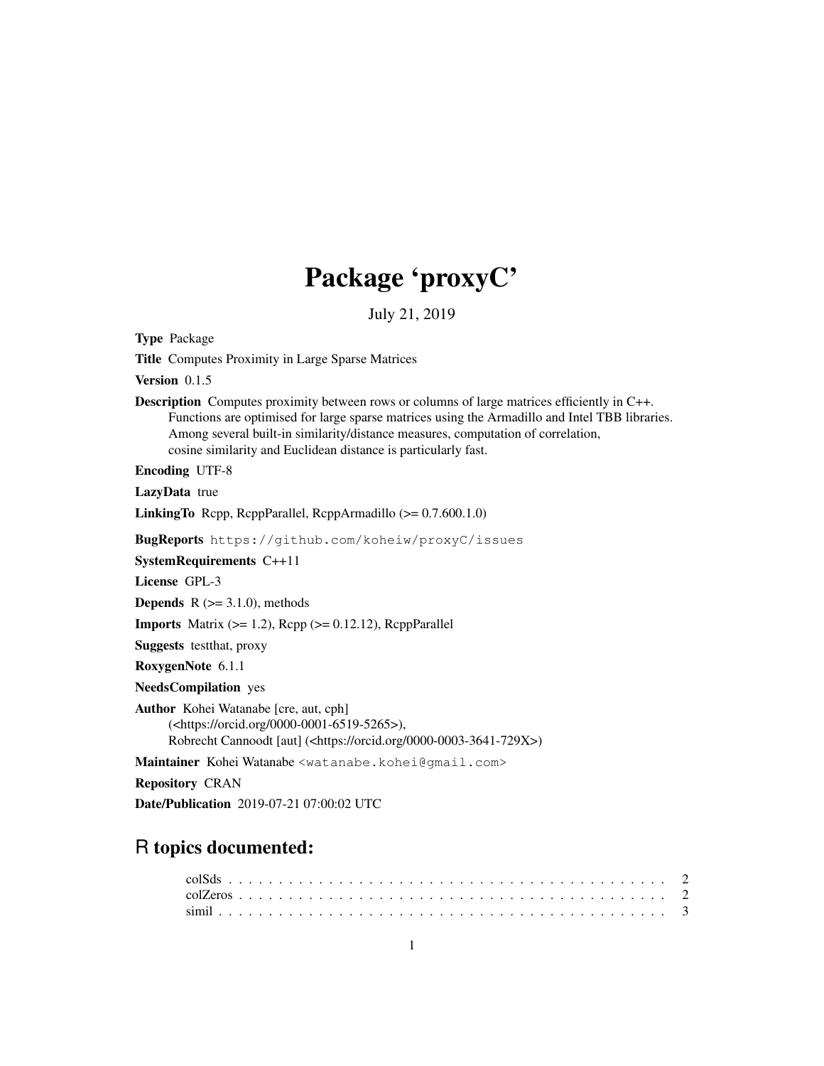# Package 'proxyC'

July 21, 2019

**Type** Package

**Title** Computes Proximity in Large Sparse Matrices

**Version** 0.1.5

**Description** Computes proximity between rows or columns of large matrices efficiently in C++. Functions are optimised for large sparse matrices using the Armadillo and Intel TBB libraries. Among several built-in similarity/distance measures, computation of correlation, cosine similarity and Euclidean distance is particularly fast.

**Encoding** UTF-8

**LazyData** true

**LinkingTo** Rcpp, RcppParallel, RcppArmadillo (>= 0.7.600.1.0)

**BugReports** https://github.com/koheiw/proxyC/issues

**SystemRequirements** C++11

**License** GPL-3

**Depends** R (>= 3.1.0), methods

**Imports** Matrix (>= 1.2), Rcpp (>= 0.12.12), RcppParallel

**Suggests** testthat, proxy

**RoxygenNote** 6.1.1

**NeedsCompilation** yes

**Author** Kohei Watanabe [cre, aut, cph] (<https://orcid.org/0000-0001-6519-5265>), Robrecht Cannoodt [aut] (<https://orcid.org/0000-0003-3641-729X>)

**Maintainer** Kohei Watanabe <watanabe.kohei@gmail.com>

**Repository** CRAN

**Date/Publication** 2019-07-21 07:00:02 UTC

## R topics documented:

colSds . . . . . . . . . . . . . . . . . . . . . . . . . . . . . . . . . . . . . . . . . . . 2
colZeros . . . . . . . . . . . . . . . . . . . . . . . . . . . . . . . . . . . . . . . . . . 2
simil . . . . . . . . . . . . . . . . . . . . . . . . . . . . . . . . . . . . . . . . . . . . 3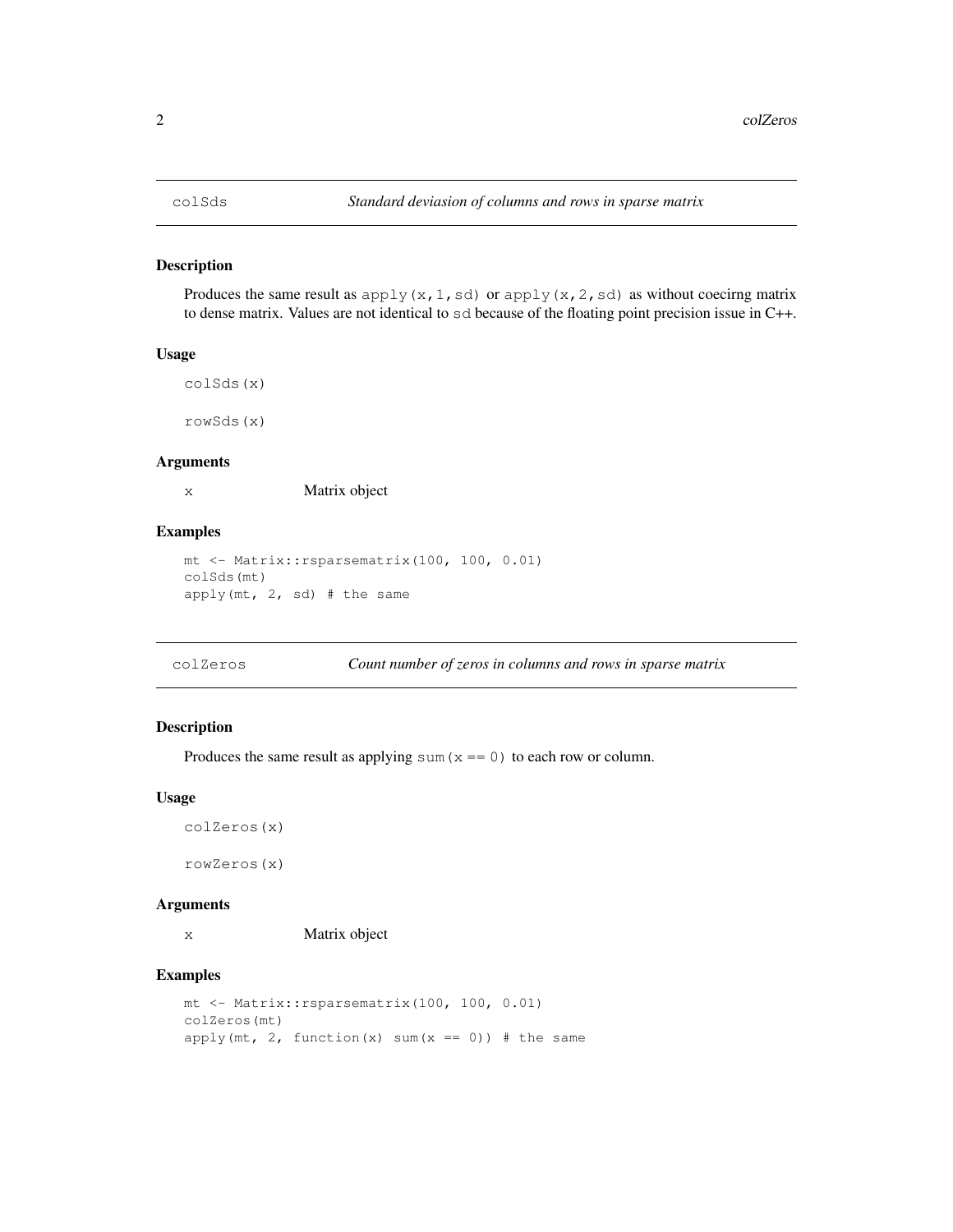## colSds — *Standard deviasion of columns and rows in sparse matrix*

### Description

Produces the same result as `apply(x,1,sd)` or `apply(x,2,sd)` as without coecirng matrix to dense matrix. Values are not identical to `sd` because of the floating point precision issue in C++.

### Usage

```
colSds(x)

rowSds(x)
```

### Arguments

| | |
|---|---|
| `x` | Matrix object |

### Examples

```
mt <- Matrix::rsparsematrix(100, 100, 0.01)
colSds(mt)
apply(mt, 2, sd) # the same
```

## colZeros — *Count number of zeros in columns and rows in sparse matrix*

### Description

Produces the same result as applying `sum(x == 0)` to each row or column.

### Usage

```
colZeros(x)

rowZeros(x)
```

### Arguments

| | |
|---|---|
| `x` | Matrix object |

### Examples

```
mt <- Matrix::rsparsematrix(100, 100, 0.01)
colZeros(mt)
apply(mt, 2, function(x) sum(x == 0)) # the same
```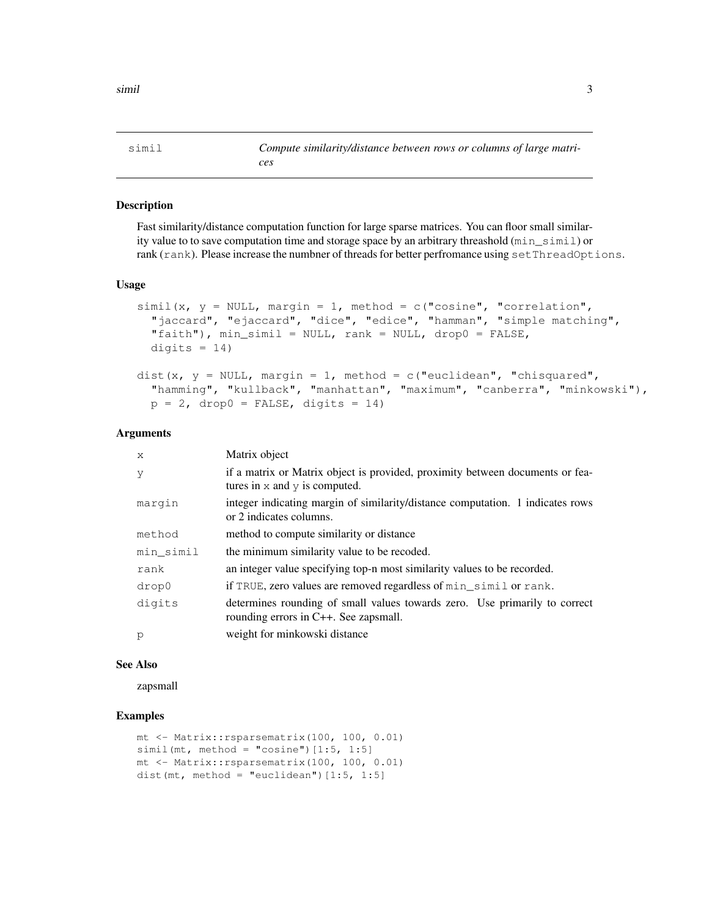simil — *Compute similarity/distance between rows or columns of large matrices*

## Description

Fast similarity/distance computation function for large sparse matrices. You can floor small similarity value to to save computation time and storage space by an arbitrary threashold (`min_simil`) or rank (`rank`). Please increase the numbner of threads for better perfromance using `setThreadOptions`.

## Usage

```
simil(x, y = NULL, margin = 1, method = c("cosine", "correlation",
  "jaccard", "ejaccard", "dice", "edice", "hamman", "simple matching",
  "faith"), min_simil = NULL, rank = NULL, drop0 = FALSE,
  digits = 14)

dist(x, y = NULL, margin = 1, method = c("euclidean", "chisquared",
  "hamming", "kullback", "manhattan", "maximum", "canberra", "minkowski"),
  p = 2, drop0 = FALSE, digits = 14)
```

## Arguments

| | |
|---|---|
| `x` | Matrix object |
| `y` | if a matrix or Matrix object is provided, proximity between documents or features in `x` and `y` is computed. |
| `margin` | integer indicating margin of similarity/distance computation. 1 indicates rows or 2 indicates columns. |
| `method` | method to compute similarity or distance |
| `min_simil` | the minimum similarity value to be recoded. |
| `rank` | an integer value specifying top-n most similarity values to be recorded. |
| `drop0` | if `TRUE`, zero values are removed regardless of `min_simil` or `rank`. |
| `digits` | determines rounding of small values towards zero. Use primarily to correct rounding errors in C++. See zapsmall. |
| `p` | weight for minkowski distance |

## See Also

zapsmall

## Examples

```
mt <- Matrix::rsparsematrix(100, 100, 0.01)
simil(mt, method = "cosine")[1:5, 1:5]
mt <- Matrix::rsparsematrix(100, 100, 0.01)
dist(mt, method = "euclidean")[1:5, 1:5]
```